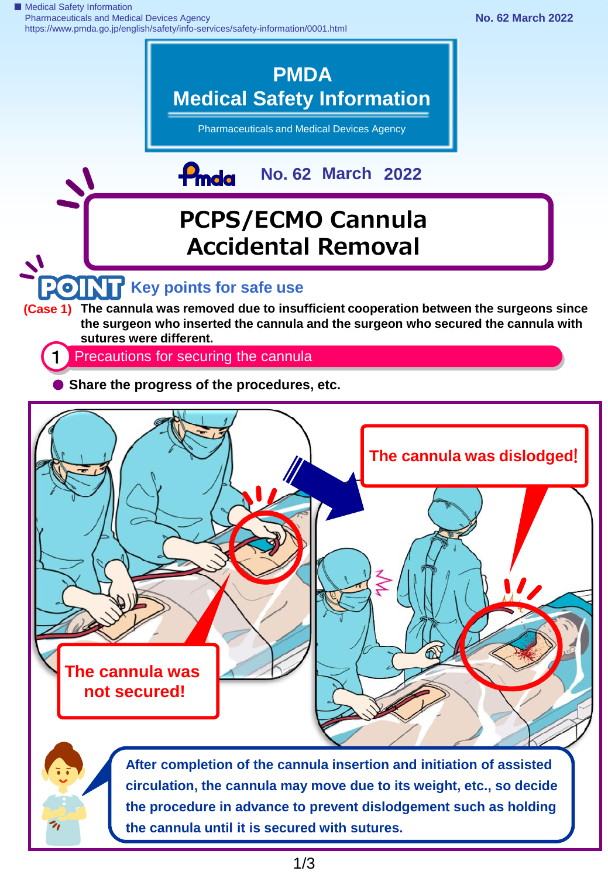■ Medical Safety Information
Pharmaceuticals and Medical Devices Agency
https://www.pmda.go.jp/english/safety/info-services/safety-information/0001.html

No. 62 March 2022

# PMDA Medical Safety Information

Pharmaceuticals and Medical Devices Agency

No. 62 March 2022

# PCPS/ECMO Cannula Accidental Removal

## POINT Key points for safe use

**(Case 1)** **The cannula was removed due to insufficient cooperation between the surgeons since the surgeon who inserted the cannula and the surgeon who secured the cannula with sutures were different.**

### 1 Precautions for securing the cannula

- **Share the progress of the procedures, etc.**

The cannula was not secured!

The cannula was dislodged!

**After completion of the cannula insertion and initiation of assisted circulation, the cannula may move due to its weight, etc., so decide the procedure in advance to prevent dislodgement such as holding the cannula until it is secured with sutures.**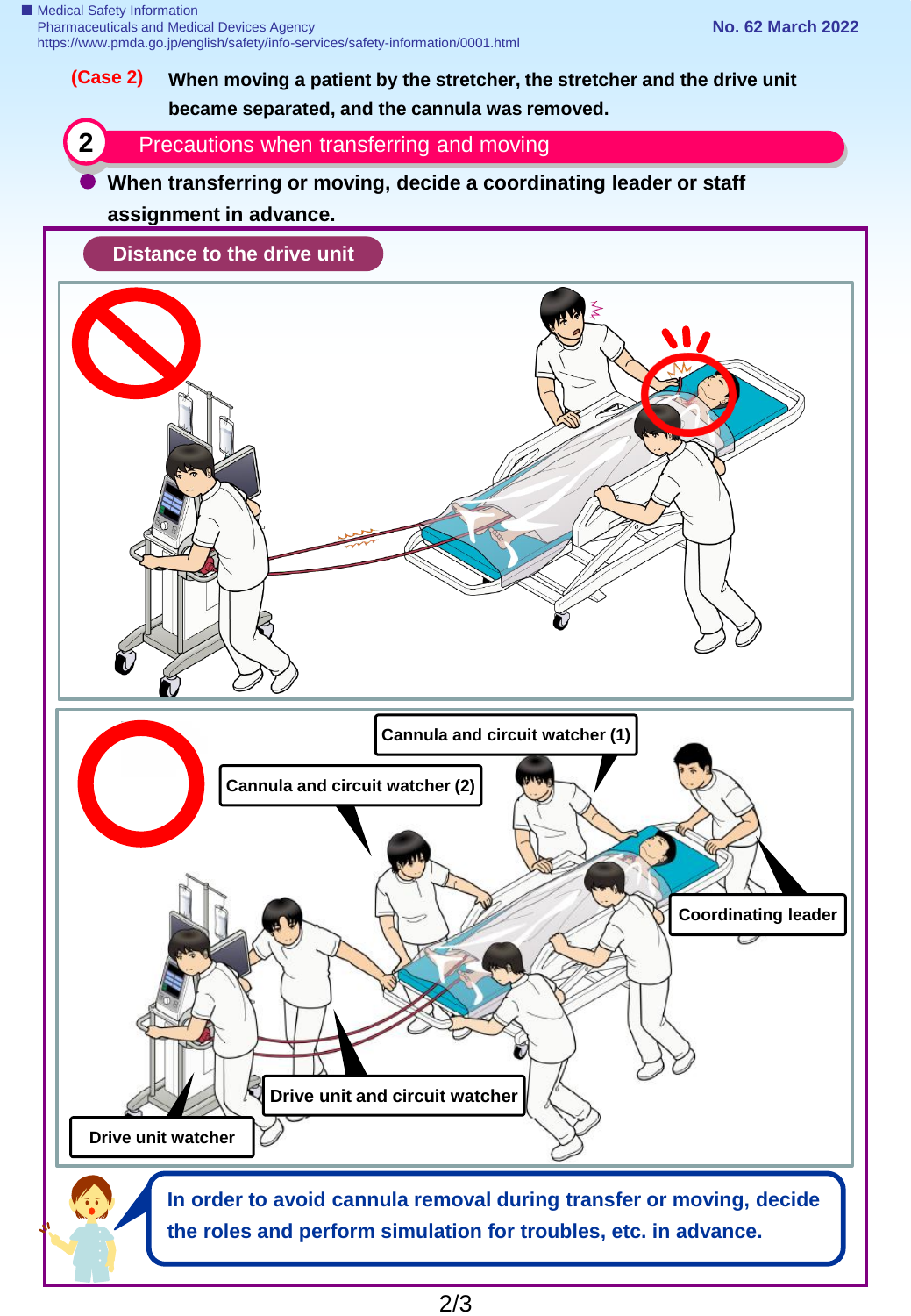**(Case 2)** **When moving a patient by the stretcher, the stretcher and the drive unit became separated, and the cannula was removed.**

## 2 Precautions when transferring and moving

- **When transferring or moving, decide a coordinating leader or staff assignment in advance.**

### Distance to the drive unit

Cannula and circuit watcher (1)

Cannula and circuit watcher (2)

Coordinating leader

Drive unit and circuit watcher

Drive unit watcher

**In order to avoid cannula removal during transfer or moving, decide the roles and perform simulation for troubles, etc. in advance.**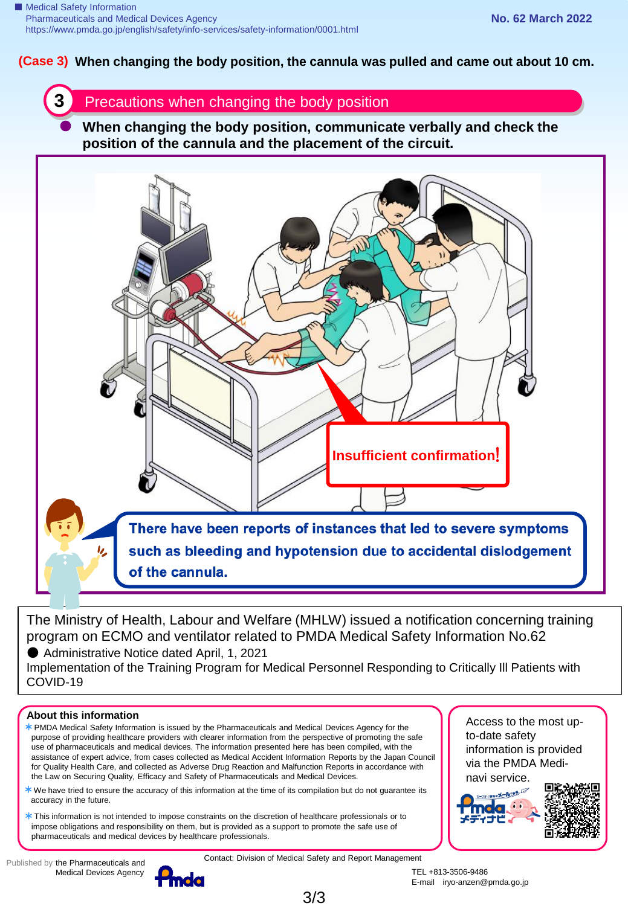**(Case 3)** **When changing the body position, the cannula was pulled and came out about 10 cm.**

## 3 Precautions when changing the body position

- **When changing the body position, communicate verbally and check the position of the cannula and the placement of the circuit.**

Insufficient confirmation!

**There have been reports of instances that led to severe symptoms such as bleeding and hypotension due to accidental dislodgement of the cannula.**

The Ministry of Health, Labour and Welfare (MHLW) issued a notification concerning training program on ECMO and ventilator related to PMDA Medical Safety Information No.62

- Administrative Notice dated April, 1, 2021

Implementation of the Training Program for Medical Personnel Responding to Critically Ill Patients with COVID-19

**About this information**

* PMDA Medical Safety Information is issued by the Pharmaceuticals and Medical Devices Agency for the purpose of providing healthcare providers with clearer information from the perspective of promoting the safe use of pharmaceuticals and medical devices. The information presented here has been compiled, with the assistance of expert advice, from cases collected as Medical Accident Information Reports by the Japan Council for Quality Health Care, and collected as Adverse Drug Reaction and Malfunction Reports in accordance with the Law on Securing Quality, Efficacy and Safety of Pharmaceuticals and Medical Devices.

* We have tried to ensure the accuracy of this information at the time of its compilation but do not guarantee its accuracy in the future.

* This information is not intended to impose constraints on the discretion of healthcare professionals or to impose obligations and responsibility on them, but is provided as a support to promote the safe use of pharmaceuticals and medical devices by healthcare professionals.

Access to the most up-to-date safety information is provided via the PMDA Medi-navi service.

Published by the Pharmaceuticals and Medical Devices Agency

Contact: Division of Medical Safety and Report Management

TEL +813-3506-9486

E-mail iryo-anzen@pmda.go.jp